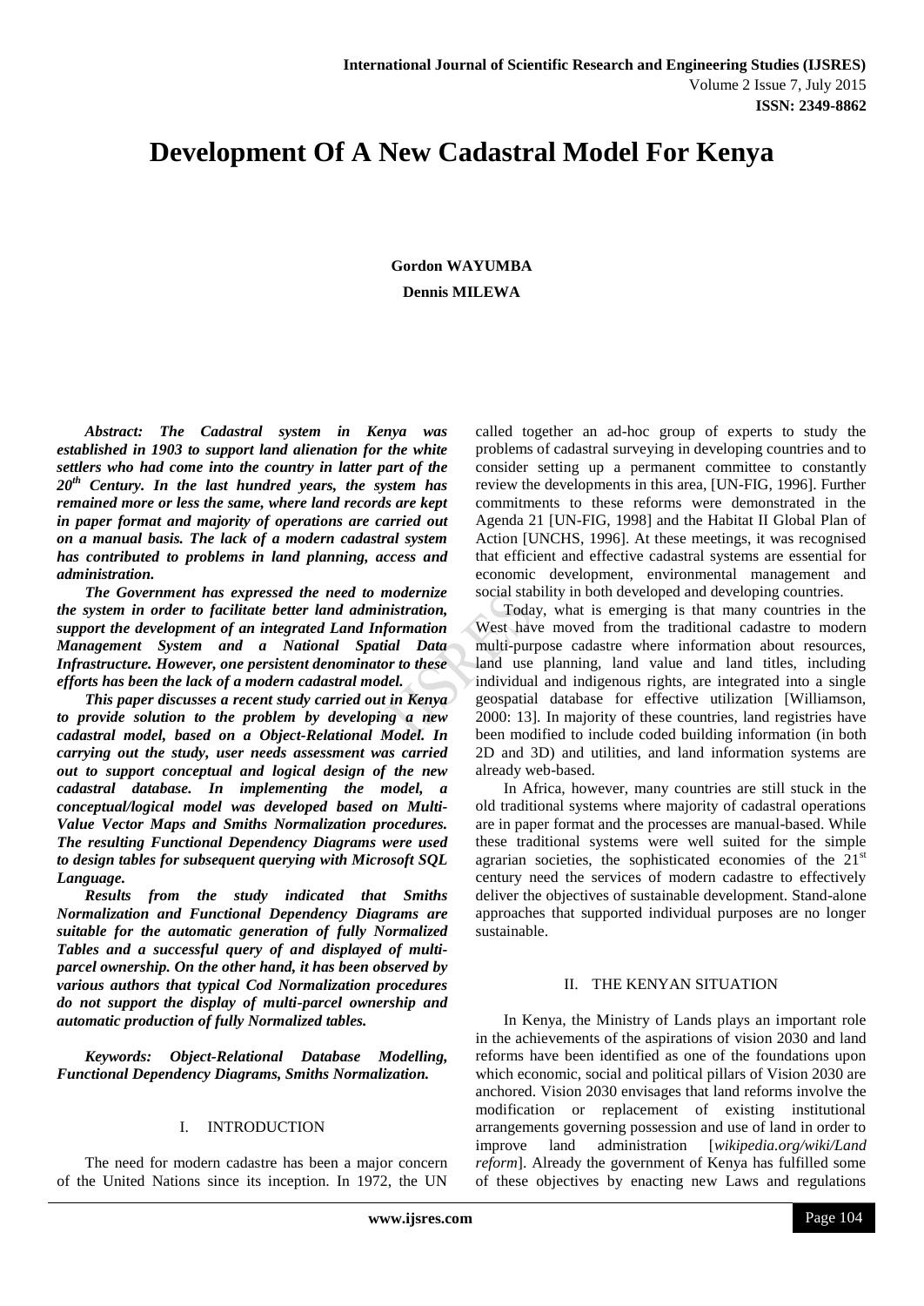# Development Of A New Cadastral Model For Kenya

**Gordon WAYUMBA**

**Dennis MILEWA**

***Abstract:*** ***The Cadastral system in Kenya was established in 1903 to support land alienation for the white settlers who had come into the country in latter part of the 20th Century. In the last hundred years, the system has remained more or less the same, where land records are kept in paper format and majority of operations are carried out on a manual basis. The lack of a modern cadastral system has contributed to problems in land planning, access and administration.***

***The Government has expressed the need to modernize the system in order to facilitate better land administration, support the development of an integrated Land Information Management System and a National Spatial Data Infrastructure. However, one persistent denominator to these efforts has been the lack of a modern cadastral model.***

***This paper discusses a recent study carried out in Kenya to provide solution to the problem by developing a new cadastral model, based on a Object-Relational Model. In carrying out the study, user needs assessment was carried out to support conceptual and logical design of the new cadastral database. In implementing the model, a conceptual/logical model was developed based on Multi-Value Vector Maps and Smiths Normalization procedures. The resulting Functional Dependency Diagrams were used to design tables for subsequent querying with Microsoft SQL Language.***

***Results from the study indicated that Smiths Normalization and Functional Dependency Diagrams are suitable for the automatic generation of fully Normalized Tables and a successful query of and displayed of multi-parcel ownership. On the other hand, it has been observed by various authors that typical Cod Normalization procedures do not support the display of multi-parcel ownership and automatic production of fully Normalized tables.***

***Keywords:*** ***Object-Relational Database Modelling, Functional Dependency Diagrams, Smiths Normalization.***

## I. INTRODUCTION

The need for modern cadastre has been a major concern of the United Nations since its inception. In 1972, the UN called together an ad-hoc group of experts to study the problems of cadastral surveying in developing countries and to consider setting up a permanent committee to constantly review the developments in this area, [UN-FIG, 1996]. Further commitments to these reforms were demonstrated in the Agenda 21 [UN-FIG, 1998] and the Habitat II Global Plan of Action [UNCHS, 1996]. At these meetings, it was recognised that efficient and effective cadastral systems are essential for economic development, environmental management and social stability in both developed and developing countries.

Today, what is emerging is that many countries in the West have moved from the traditional cadastre to modern multi-purpose cadastre where information about resources, land use planning, land value and land titles, including individual and indigenous rights, are integrated into a single geospatial database for effective utilization [Williamson, 2000: 13]. In majority of these countries, land registries have been modified to include coded building information (in both 2D and 3D) and utilities, and land information systems are already web-based.

In Africa, however, many countries are still stuck in the old traditional systems where majority of cadastral operations are in paper format and the processes are manual-based. While these traditional systems were well suited for the simple agrarian societies, the sophisticated economies of the 21st century need the services of modern cadastre to effectively deliver the objectives of sustainable development. Stand-alone approaches that supported individual purposes are no longer sustainable.

## II. THE KENYAN SITUATION

In Kenya, the Ministry of Lands plays an important role in the achievements of the aspirations of vision 2030 and land reforms have been identified as one of the foundations upon which economic, social and political pillars of Vision 2030 are anchored. Vision 2030 envisages that land reforms involve the modification or replacement of existing institutional arrangements governing possession and use of land in order to improve land administration [*wikipedia.org/wiki/Land reform*]. Already the government of Kenya has fulfilled some of these objectives by enacting new Laws and regulations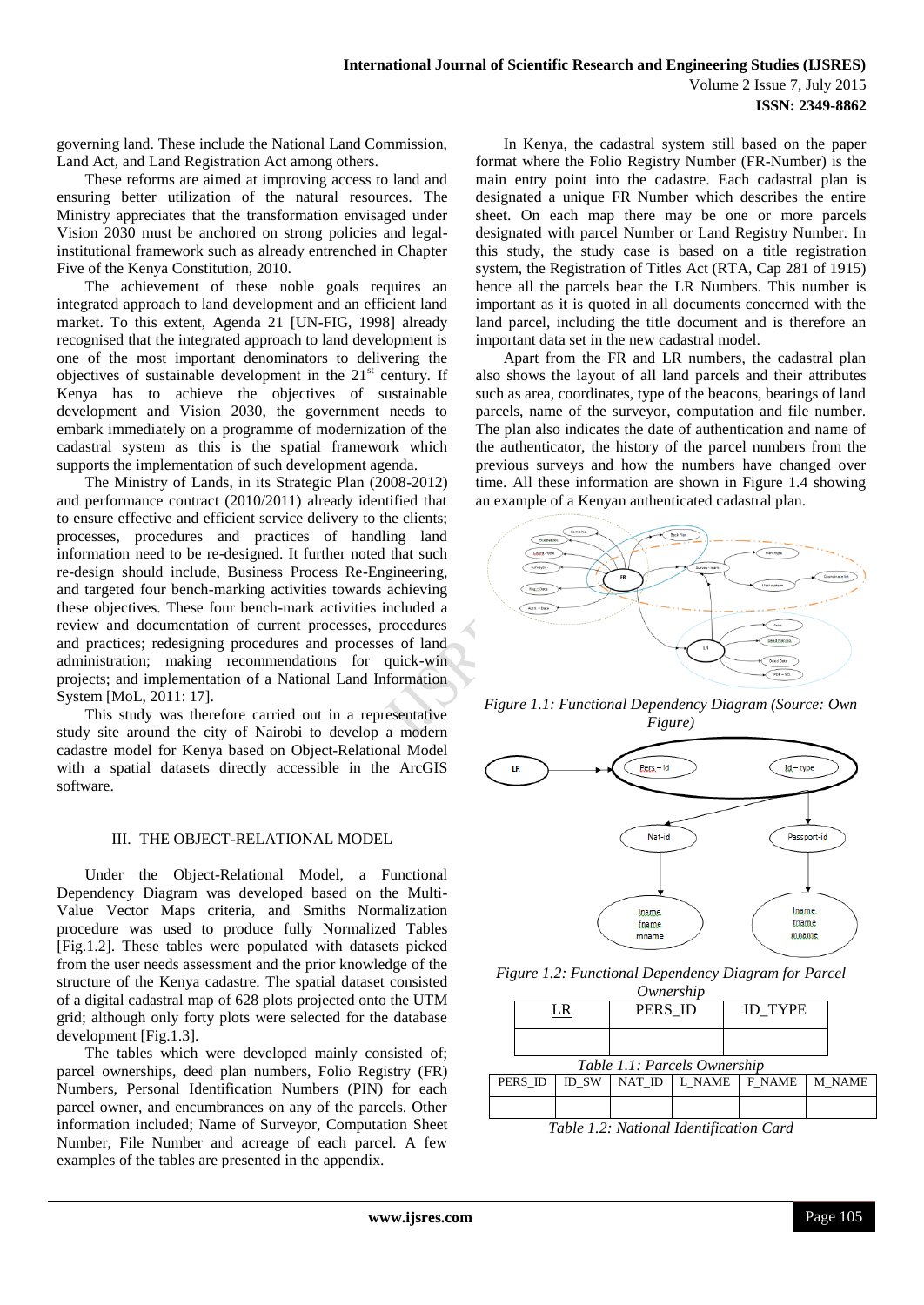governing land. These include the National Land Commission, Land Act, and Land Registration Act among others.

These reforms are aimed at improving access to land and ensuring better utilization of the natural resources. The Ministry appreciates that the transformation envisaged under Vision 2030 must be anchored on strong policies and legal-institutional framework such as already entrenched in Chapter Five of the Kenya Constitution, 2010.

The achievement of these noble goals requires an integrated approach to land development and an efficient land market. To this extent, Agenda 21 [UN-FIG, 1998] already recognised that the integrated approach to land development is one of the most important denominators to delivering the objectives of sustainable development in the 21st century. If Kenya has to achieve the objectives of sustainable development and Vision 2030, the government needs to embark immediately on a programme of modernization of the cadastral system as this is the spatial framework which supports the implementation of such development agenda.

The Ministry of Lands, in its Strategic Plan (2008-2012) and performance contract (2010/2011) already identified that to ensure effective and efficient service delivery to the clients; processes, procedures and practices of handling land information need to be re-designed. It further noted that such re-design should include, Business Process Re-Engineering, and targeted four bench-marking activities towards achieving these objectives. These four bench-mark activities included a review and documentation of current processes, procedures and practices; redesigning procedures and processes of land administration; making recommendations for quick-win projects; and implementation of a National Land Information System [MoL, 2011: 17].

This study was therefore carried out in a representative study site around the city of Nairobi to develop a modern cadastre model for Kenya based on Object-Relational Model with a spatial datasets directly accessible in the ArcGIS software.

## III. THE OBJECT-RELATIONAL MODEL

Under the Object-Relational Model, a Functional Dependency Diagram was developed based on the Multi-Value Vector Maps criteria, and Smiths Normalization procedure was used to produce fully Normalized Tables [Fig.1.2]. These tables were populated with datasets picked from the user needs assessment and the prior knowledge of the structure of the Kenya cadastre. The spatial dataset consisted of a digital cadastral map of 628 plots projected onto the UTM grid; although only forty plots were selected for the database development [Fig.1.3].

The tables which were developed mainly consisted of; parcel ownerships, deed plan numbers, Folio Registry (FR) Numbers, Personal Identification Numbers (PIN) for each parcel owner, and encumbrances on any of the parcels. Other information included; Name of Surveyor, Computation Sheet Number, File Number and acreage of each parcel. A few examples of the tables are presented in the appendix.

In Kenya, the cadastral system still based on the paper format where the Folio Registry Number (FR-Number) is the main entry point into the cadastre. Each cadastral plan is designated a unique FR Number which describes the entire sheet. On each map there may be one or more parcels designated with parcel Number or Land Registry Number. In this study, the study case is based on a title registration system, the Registration of Titles Act (RTA, Cap 281 of 1915) hence all the parcels bear the LR Numbers. This number is important as it is quoted in all documents concerned with the land parcel, including the title document and is therefore an important data set in the new cadastral model.

Apart from the FR and LR numbers, the cadastral plan also shows the layout of all land parcels and their attributes such as area, coordinates, type of the beacons, bearings of land parcels, name of the surveyor, computation and file number. The plan also indicates the date of authentication and name of the authenticator, the history of the parcel numbers from the previous surveys and how the numbers have changed over time. All these information are shown in Figure 1.4 showing an example of a Kenyan authenticated cadastral plan.

*Figure 1.1: Functional Dependency Diagram (Source: Own Figure)*

*Figure 1.2: Functional Dependency Diagram for Parcel Ownership*

| LR | PERS_ID | ID_TYPE |
|---|---|---|
| | | |

*Table 1.1: Parcels Ownership*

| PERS_ID | ID_SW | NAT_ID | L_NAME | F_NAME | M_NAME |
|---|---|---|---|---|---|
| | | | | | |

*Table 1.2: National Identification Card*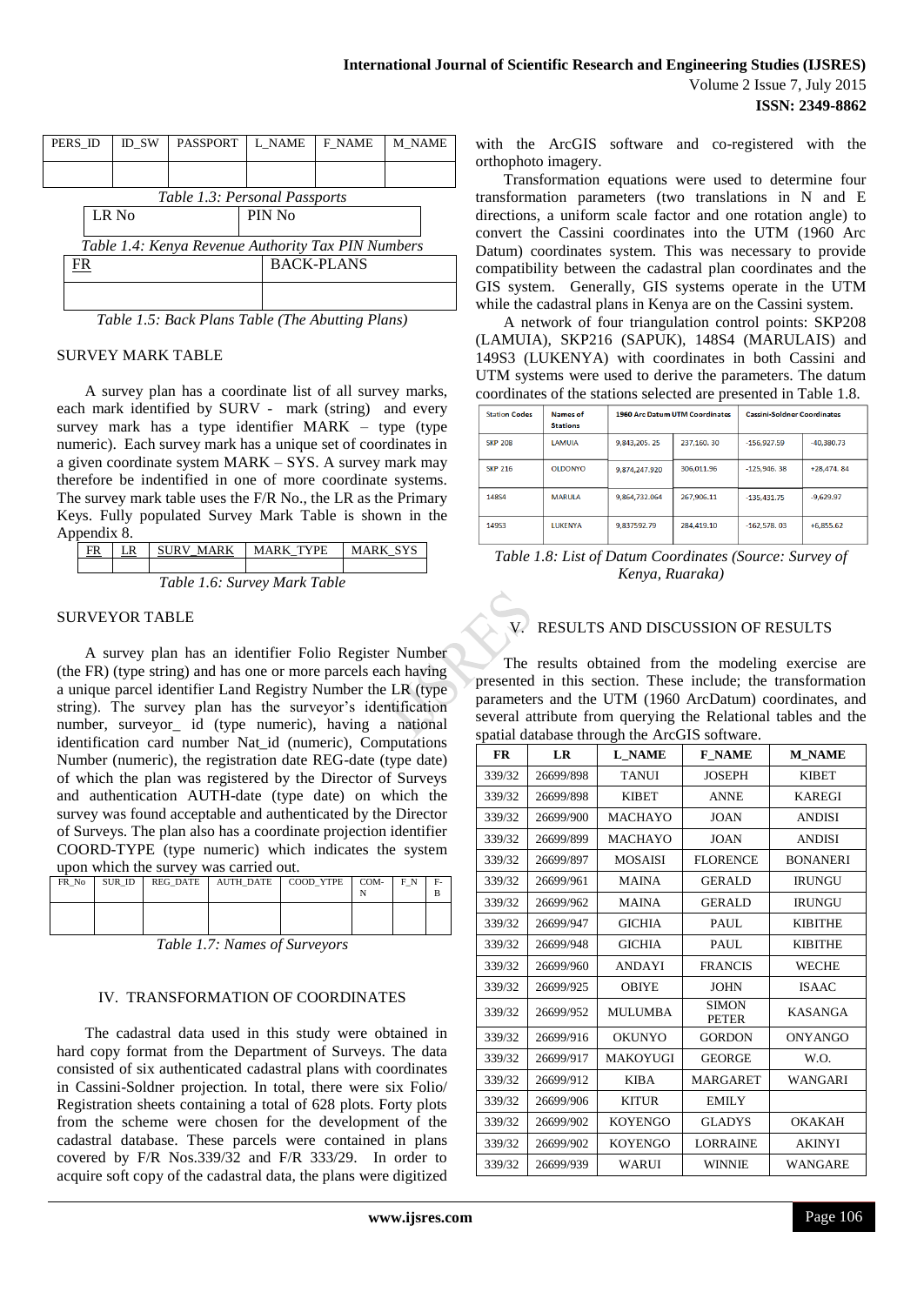| PERS_ID | ID_SW | PASSPORT | L_NAME | F_NAME | M_NAME |
|---|---|---|---|---|---|
| | | | | | |

*Table 1.3: Personal Passports*

| LR No | PIN No |
|---|---|

*Table 1.4: Kenya Revenue Authority Tax PIN Numbers*

| FR | BACK-PLANS |
|---|---|
| | |

*Table 1.5: Back Plans Table (The Abutting Plans)*

SURVEY MARK TABLE

A survey plan has a coordinate list of all survey marks, each mark identified by SURV - mark (string) and every survey mark has a type identifier MARK – type (type numeric). Each survey mark has a unique set of coordinates in a given coordinate system MARK – SYS. A survey mark may therefore be indentified in one of more coordinate systems. The survey mark table uses the F/R No., the LR as the Primary Keys. Fully populated Survey Mark Table is shown in the Appendix 8.

| FR | LR | SURV_MARK | MARK_TYPE | MARK_SYS |
|---|---|---|---|---|
| | | | | |

*Table 1.6: Survey Mark Table*

SURVEYOR TABLE

A survey plan has an identifier Folio Register Number (the FR) (type string) and has one or more parcels each having a unique parcel identifier Land Registry Number the LR (type string). The survey plan has the surveyor's identification number, surveyor_ id (type numeric), having a national identification card number Nat_id (numeric), Computations Number (numeric), the registration date REG-date (type date) of which the plan was registered by the Director of Surveys and authentication AUTH-date (type date) on which the survey was found acceptable and authenticated by the Director of Surveys. The plan also has a coordinate projection identifier COORD-TYPE (type numeric) which indicates the system upon which the survey was carried out.

| FR_No | SUR_ID | REG_DATE | AUTH_DATE | COOD_YTPE | COM-N | F_N | F-B |
|---|---|---|---|---|---|---|---|
| | | | | | | | |

*Table 1.7: Names of Surveyors*

## IV. TRANSFORMATION OF COORDINATES

The cadastral data used in this study were obtained in hard copy format from the Department of Surveys. The data consisted of six authenticated cadastral plans with coordinates in Cassini-Soldner projection. In total, there were six Folio/ Registration sheets containing a total of 628 plots. Forty plots from the scheme were chosen for the development of the cadastral database. These parcels were contained in plans covered by F/R Nos.339/32 and F/R 333/29. In order to acquire soft copy of the cadastral data, the plans were digitized with the ArcGIS software and co-registered with the orthophoto imagery.

Transformation equations were used to determine four transformation parameters (two translations in N and E directions, a uniform scale factor and one rotation angle) to convert the Cassini coordinates into the UTM (1960 Arc Datum) coordinates system. This was necessary to provide compatibility between the cadastral plan coordinates and the GIS system. Generally, GIS systems operate in the UTM while the cadastral plans in Kenya are on the Cassini system.

A network of four triangulation control points: SKP208 (LAMUIA), SKP216 (SAPUK), 148S4 (MARULAIS) and 149S3 (LUKENYA) with coordinates in both Cassini and UTM systems were used to derive the parameters. The datum coordinates of the stations selected are presented in Table 1.8.

| Station Codes | Names of Stations | 1960 Arc Datum UTM Coordinates | | Cassini-Soldner Coordinates | |
|---|---|---|---|---|---|
| SKP 208 | LAMUIA | 9,843,205. 25 | 237,160. 30 | -156,927.59 | -40,380.73 |
| SKP 216 | OLDONYO | 9,874,247.920 | 306,011.96 | -125,946. 38 | +28,474. 84 |
| 148S4 | MARULA | 9,864,732.064 | 267,906.11 | -135,431.75 | -9,629.97 |
| 149S3 | LUKENYA | 9,837592.79 | 284,419.10 | -162,578. 03 | +6,855.62 |

*Table 1.8: List of Datum Coordinates (Source: Survey of Kenya, Ruaraka)*

## V. RESULTS AND DISCUSSION OF RESULTS

The results obtained from the modeling exercise are presented in this section. These include; the transformation parameters and the UTM (1960 ArcDatum) coordinates, and several attribute from querying the Relational tables and the spatial database through the ArcGIS software.

| FR | LR | L_NAME | F_NAME | M_NAME |
|---|---|---|---|---|
| 339/32 | 26699/898 | TANUI | JOSEPH | KIBET |
| 339/32 | 26699/898 | KIBET | ANNE | KAREGI |
| 339/32 | 26699/900 | MACHAYO | JOAN | ANDISI |
| 339/32 | 26699/899 | MACHAYO | JOAN | ANDISI |
| 339/32 | 26699/897 | MOSAISI | FLORENCE | BONANERI |
| 339/32 | 26699/961 | MAINA | GERALD | IRUNGU |
| 339/32 | 26699/962 | MAINA | GERALD | IRUNGU |
| 339/32 | 26699/947 | GICHIA | PAUL | KIBITHE |
| 339/32 | 26699/948 | GICHIA | PAUL | KIBITHE |
| 339/32 | 26699/960 | ANDAYI | FRANCIS | WECHE |
| 339/32 | 26699/925 | OBIYE | JOHN | ISAAC |
| 339/32 | 26699/952 | MULUMBA | SIMON PETER | KASANGA |
| 339/32 | 26699/916 | OKUNYO | GORDON | ONYANGO |
| 339/32 | 26699/917 | MAKOYUGI | GEORGE | W.O. |
| 339/32 | 26699/912 | KIBA | MARGARET | WANGARI |
| 339/32 | 26699/906 | KITUR | EMILY | |
| 339/32 | 26699/902 | KOYENGO | GLADYS | OKAKAH |
| 339/32 | 26699/902 | KOYENGO | LORRAINE | AKINYI |
| 339/32 | 26699/939 | WARUI | WINNIE | WANGARE |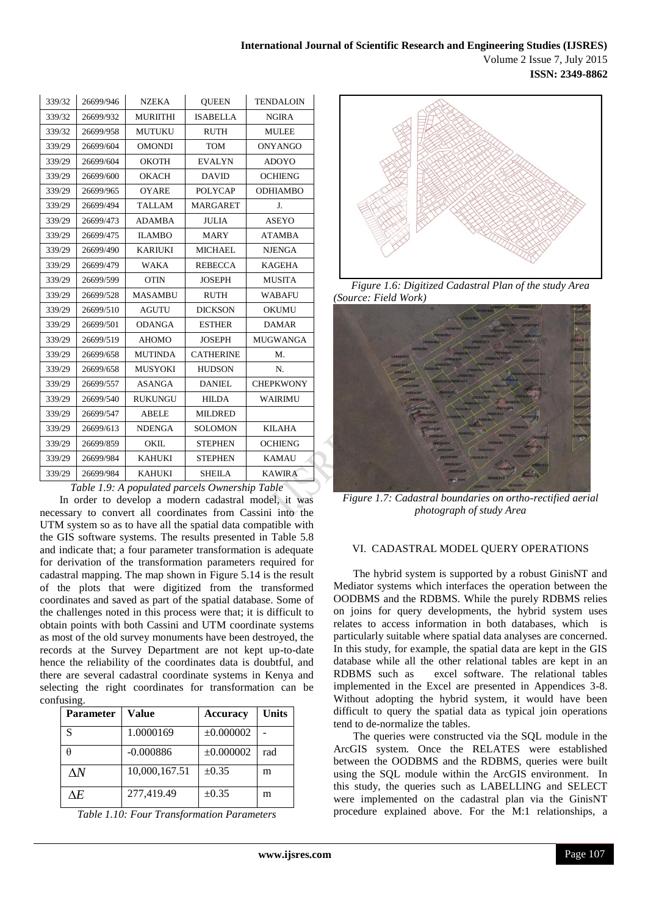| 339/32 | 26699/946 | NZEKA | QUEEN | TENDALOIN |
|---|---|---|---|---|
| 339/32 | 26699/932 | MURIITHI | ISABELLA | NGIRA |
| 339/32 | 26699/958 | MUTUKU | RUTH | MULEE |
| 339/29 | 26699/604 | OMONDI | TOM | ONYANGO |
| 339/29 | 26699/604 | OKOTH | EVALYN | ADOYO |
| 339/29 | 26699/600 | OKACH | DAVID | OCHIENG |
| 339/29 | 26699/965 | OYARE | POLYCAP | ODHIAMBO |
| 339/29 | 26699/494 | TALLAM | MARGARET | J. |
| 339/29 | 26699/473 | ADAMBA | JULIA | ASEYO |
| 339/29 | 26699/475 | ILAMBO | MARY | ATAMBA |
| 339/29 | 26699/490 | KARIUKI | MICHAEL | NJENGA |
| 339/29 | 26699/479 | WAKA | REBECCA | KAGEHA |
| 339/29 | 26699/599 | OTIN | JOSEPH | MUSITA |
| 339/29 | 26699/528 | MASAMBU | RUTH | WABAFU |
| 339/29 | 26699/510 | AGUTU | DICKSON | OKUMU |
| 339/29 | 26699/501 | ODANGA | ESTHER | DAMAR |
| 339/29 | 26699/519 | AHOMO | JOSEPH | MUGWANGA |
| 339/29 | 26699/658 | MUTINDA | CATHERINE | M. |
| 339/29 | 26699/658 | MUSYOKI | HUDSON | N. |
| 339/29 | 26699/557 | ASANGA | DANIEL | CHEPKWONY |
| 339/29 | 26699/540 | RUKUNGU | HILDA | WAIRIMU |
| 339/29 | 26699/547 | ABELE | MILDRED | |
| 339/29 | 26699/613 | NDENGA | SOLOMON | KILAHA |
| 339/29 | 26699/859 | OKIL | STEPHEN | OCHIENG |
| 339/29 | 26699/984 | KAHUKI | STEPHEN | KAMAU |
| 339/29 | 26699/984 | KAHUKI | SHEILA | KAWIRA |

*Table 1.9: A populated parcels Ownership Table*

In order to develop a modern cadastral model, it was necessary to convert all coordinates from Cassini into the UTM system so as to have all the spatial data compatible with the GIS software systems. The results presented in Table 5.8 and indicate that; a four parameter transformation is adequate for derivation of the transformation parameters required for cadastral mapping. The map shown in Figure 5.14 is the result of the plots that were digitized from the transformed coordinates and saved as part of the spatial database. Some of the challenges noted in this process were that; it is difficult to obtain points with both Cassini and UTM coordinate systems as most of the old survey monuments have been destroyed, the records at the Survey Department are not kept up-to-date hence the reliability of the coordinates data is doubtful, and there are several cadastral coordinate systems in Kenya and selecting the right coordinates for transformation can be confusing.

| Parameter | Value | Accuracy | Units |
|---|---|---|---|
| S | 1.0000169 | ±0.000002 | - |
| $\theta$ | -0.000886 | ±0.000002 | rad |
| $\Delta N$ | 10,000,167.51 | ±0.35 | m |
| $\Delta E$ | 277,419.49 | ±0.35 | m |

*Table 1.10: Four Transformation Parameters*

*Figure 1.6: Digitized Cadastral Plan of the study Area (Source: Field Work)*

*Figure 1.7: Cadastral boundaries on ortho-rectified aerial photograph of study Area*

## VI. CADASTRAL MODEL QUERY OPERATIONS

The hybrid system is supported by a robust GinisNT and Mediator systems which interfaces the operation between the OODBMS and the RDBMS. While the purely RDBMS relies on joins for query developments, the hybrid system uses relates to access information in both databases, which is particularly suitable where spatial data analyses are concerned. In this study, for example, the spatial data are kept in the GIS database while all the other relational tables are kept in an RDBMS such as excel software. The relational tables implemented in the Excel are presented in Appendices 3-8. Without adopting the hybrid system, it would have been difficult to query the spatial data as typical join operations tend to de-normalize the tables.

The queries were constructed via the SQL module in the ArcGIS system. Once the RELATES were established between the OODBMS and the RDBMS, queries were built using the SQL module within the ArcGIS environment. In this study, the queries such as LABELLING and SELECT were implemented on the cadastral plan via the GinisNT procedure explained above. For the M:1 relationships, a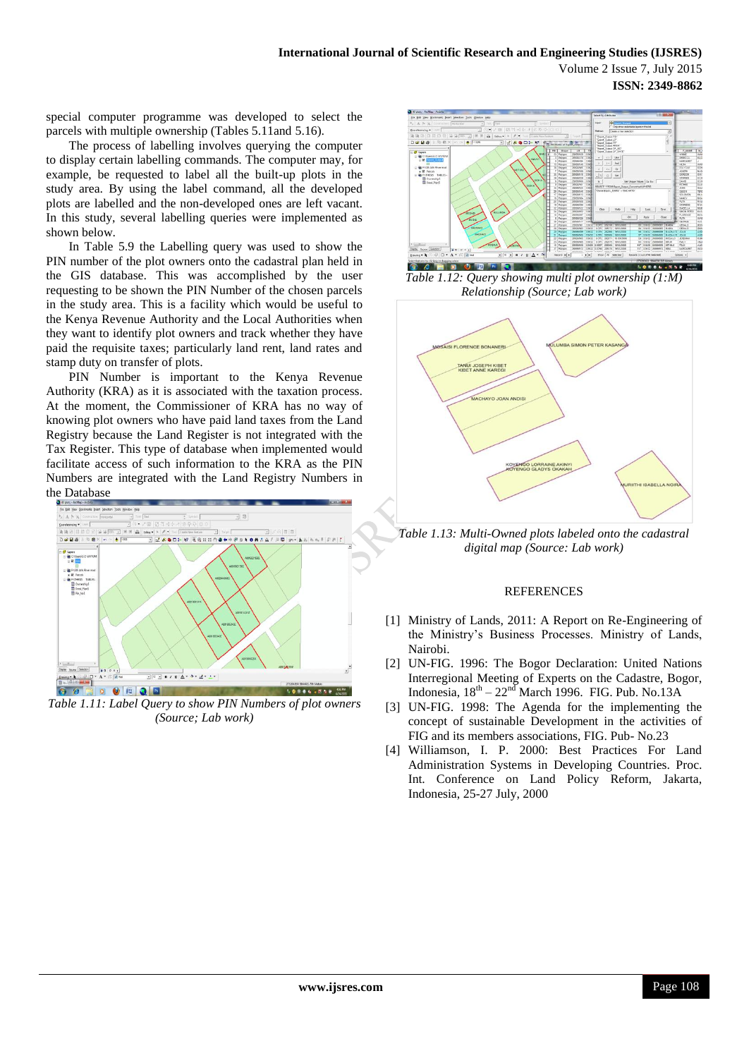special computer programme was developed to select the parcels with multiple ownership (Tables 5.11and 5.16).

The process of labelling involves querying the computer to display certain labelling commands. The computer may, for example, be requested to label all the built-up plots in the study area. By using the label command, all the developed plots are labelled and the non-developed ones are left vacant. In this study, several labelling queries were implemented as shown below.

In Table 5.9 the Labelling query was used to show the PIN number of the plot owners onto the cadastral plan held in the GIS database. This was accomplished by the user requesting to be shown the PIN Number of the chosen parcels in the study area. This is a facility which would be useful to the Kenya Revenue Authority and the Local Authorities when they want to identify plot owners and track whether they have paid the requisite taxes; particularly land rent, land rates and stamp duty on transfer of plots.

PIN Number is important to the Kenya Revenue Authority (KRA) as it is associated with the taxation process. At the moment, the Commissioner of KRA has no way of knowing plot owners who have paid land taxes from the Land Registry because the Land Register is not integrated with the Tax Register. This type of database when implemented would facilitate access of such information to the KRA as the PIN Numbers are integrated with the Land Registry Numbers in the Database

*Table 1.11: Label Query to show PIN Numbers of plot owners (Source; Lab work)*

*Table 1.12: Query showing multi plot ownership (1:M) Relationship (Source; Lab work)*

MOSAISI FLORENCE BONANERI

MULUMBA SIMON PETER KASANGA

TANUI JOSEPH KIBET
KIBET ANNE KAREGI

MACHAYO JOAN ANDISI

KOYENGO LORRAINE AKINYI
KOYENGO GLADYS OKAKAH

MURITHI ISABELLA NGIRA

*Table 1.13: Multi-Owned plots labeled onto the cadastral digital map (Source: Lab work)*

## REFERENCES

[1] Ministry of Lands, 2011: A Report on Re-Engineering of the Ministry's Business Processes. Ministry of Lands, Nairobi.

[2] UN-FIG. 1996: The Bogor Declaration: United Nations Interregional Meeting of Experts on the Cadastre, Bogor, Indonesia, 18th – 22nd March 1996. FIG. Pub. No.13A

[3] UN-FIG. 1998: The Agenda for the implementing the concept of sustainable Development in the activities of FIG and its members associations, FIG. Pub- No.23

[4] Williamson, I. P. 2000: Best Practices For Land Administration Systems in Developing Countries. Proc. Int. Conference on Land Policy Reform, Jakarta, Indonesia, 25-27 July, 2000